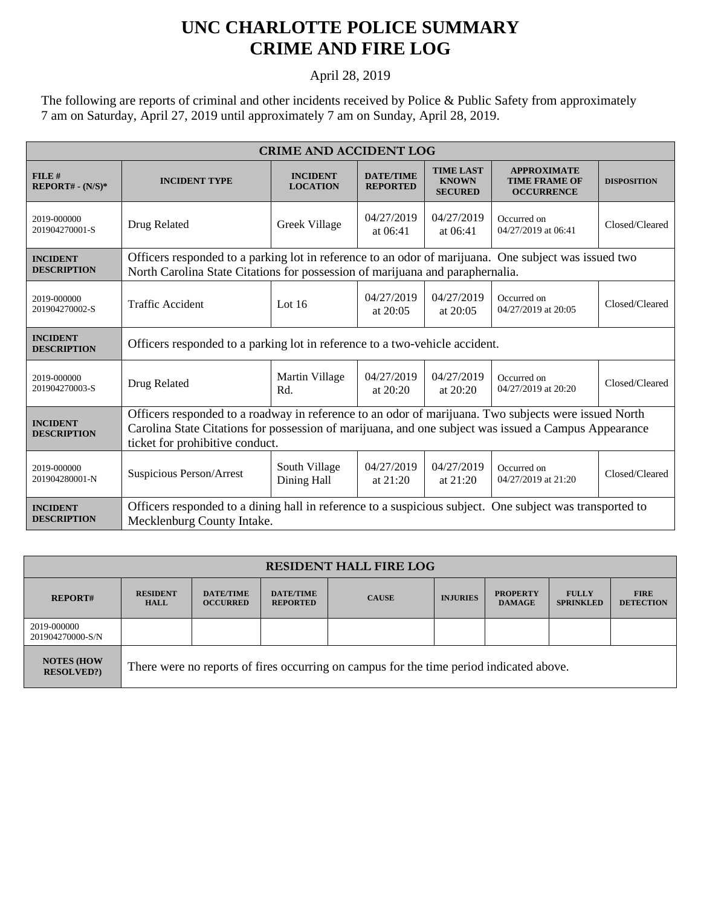# UNC CHARLOTTE POLICE SUMMARY
# CRIME AND FIRE LOG

April 28, 2019

The following are reports of criminal and other incidents received by Police & Public Safety from approximately 7 am on Saturday, April 27, 2019 until approximately 7 am on Sunday, April 28, 2019.

| CRIME AND ACCIDENT LOG | | | | | | |
|---|---|---|---|---|---|---|
| **FILE # REPORT# - (N/S)*** | **INCIDENT TYPE** | **INCIDENT LOCATION** | **DATE/TIME REPORTED** | **TIME LAST KNOWN SECURED** | **APPROXIMATE TIME FRAME OF OCCURRENCE** | **DISPOSITION** |
| 2019-000000 201904270001-S | Drug Related | Greek Village | 04/27/2019 at 06:41 | 04/27/2019 at 06:41 | Occurred on 04/27/2019 at 06:41 | Closed/Cleared |
| **INCIDENT DESCRIPTION** | Officers responded to a parking lot in reference to an odor of marijuana. One subject was issued two North Carolina State Citations for possession of marijuana and paraphernalia. | | | | | |
| 2019-000000 201904270002-S | Traffic Accident | Lot 16 | 04/27/2019 at 20:05 | 04/27/2019 at 20:05 | Occurred on 04/27/2019 at 20:05 | Closed/Cleared |
| **INCIDENT DESCRIPTION** | Officers responded to a parking lot in reference to a two-vehicle accident. | | | | | |
| 2019-000000 201904270003-S | Drug Related | Martin Village Rd. | 04/27/2019 at 20:20 | 04/27/2019 at 20:20 | Occurred on 04/27/2019 at 20:20 | Closed/Cleared |
| **INCIDENT DESCRIPTION** | Officers responded to a roadway in reference to an odor of marijuana. Two subjects were issued North Carolina State Citations for possession of marijuana, and one subject was issued a Campus Appearance ticket for prohibitive conduct. | | | | | |
| 2019-000000 201904280001-N | Suspicious Person/Arrest | South Village Dining Hall | 04/27/2019 at 21:20 | 04/27/2019 at 21:20 | Occurred on 04/27/2019 at 21:20 | Closed/Cleared |
| **INCIDENT DESCRIPTION** | Officers responded to a dining hall in reference to a suspicious subject. One subject was transported to Mecklenburg County Intake. | | | | | |

| RESIDENT HALL FIRE LOG | | | | | | | | |
|---|---|---|---|---|---|---|---|---|
| **REPORT#** | **RESIDENT HALL** | **DATE/TIME OCCURRED** | **DATE/TIME REPORTED** | **CAUSE** | **INJURIES** | **PROPERTY DAMAGE** | **FULLY SPRINKLED** | **FIRE DETECTION** |
| 2019-000000 201904270000-S/N | | | | | | | | |
| **NOTES (HOW RESOLVED?)** | There were no reports of fires occurring on campus for the time period indicated above. | | | | | | | |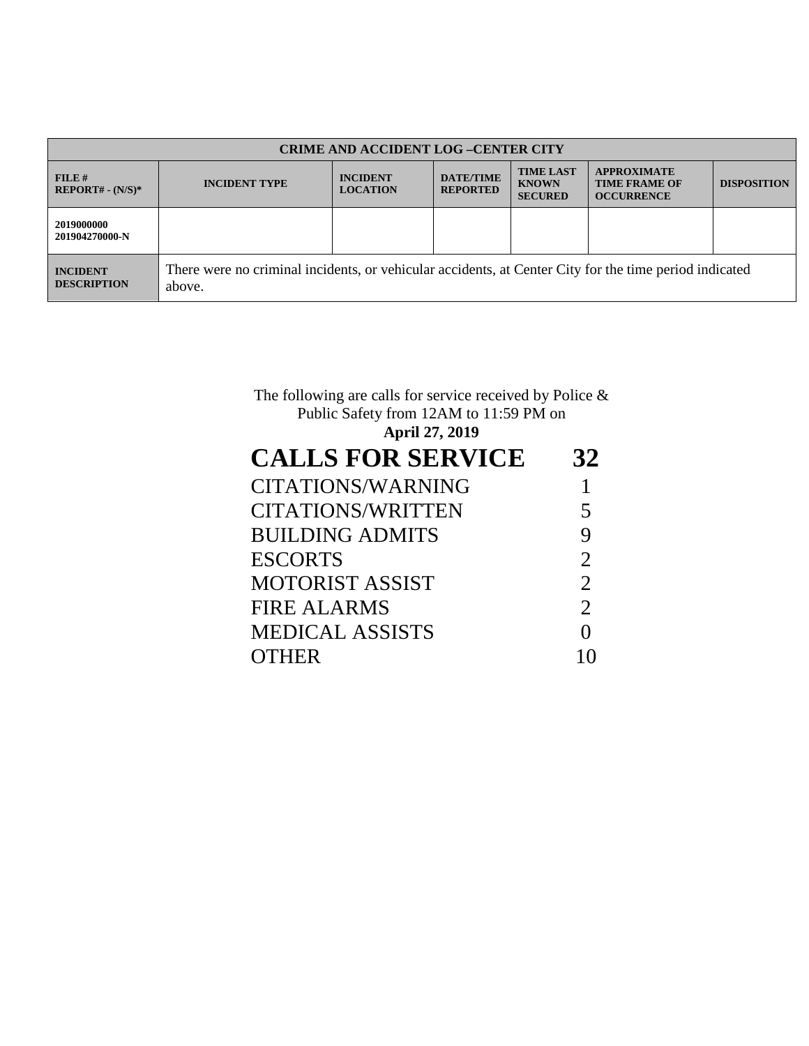| CRIME AND ACCIDENT LOG –CENTER CITY | | | | | | |
|---|---|---|---|---|---|---|
| **FILE # REPORT# - (N/S)*** | **INCIDENT TYPE** | **INCIDENT LOCATION** | **DATE/TIME REPORTED** | **TIME LAST KNOWN SECURED** | **APPROXIMATE TIME FRAME OF OCCURRENCE** | **DISPOSITION** |
| **2019000000 201904270000-N** | | | | | | |
| **INCIDENT DESCRIPTION** | There were no criminal incidents, or vehicular accidents, at Center City for the time period indicated above. | | | | | |

The following are calls for service received by Police & Public Safety from 12AM to 11:59 PM on

**April 27, 2019**

| | |
|---|---|
| **CALLS FOR SERVICE** | **32** |
| CITATIONS/WARNING | 1 |
| CITATIONS/WRITTEN | 5 |
| BUILDING ADMITS | 9 |
| ESCORTS | 2 |
| MOTORIST ASSIST | 2 |
| FIRE ALARMS | 2 |
| MEDICAL ASSISTS | 0 |
| OTHER | 10 |